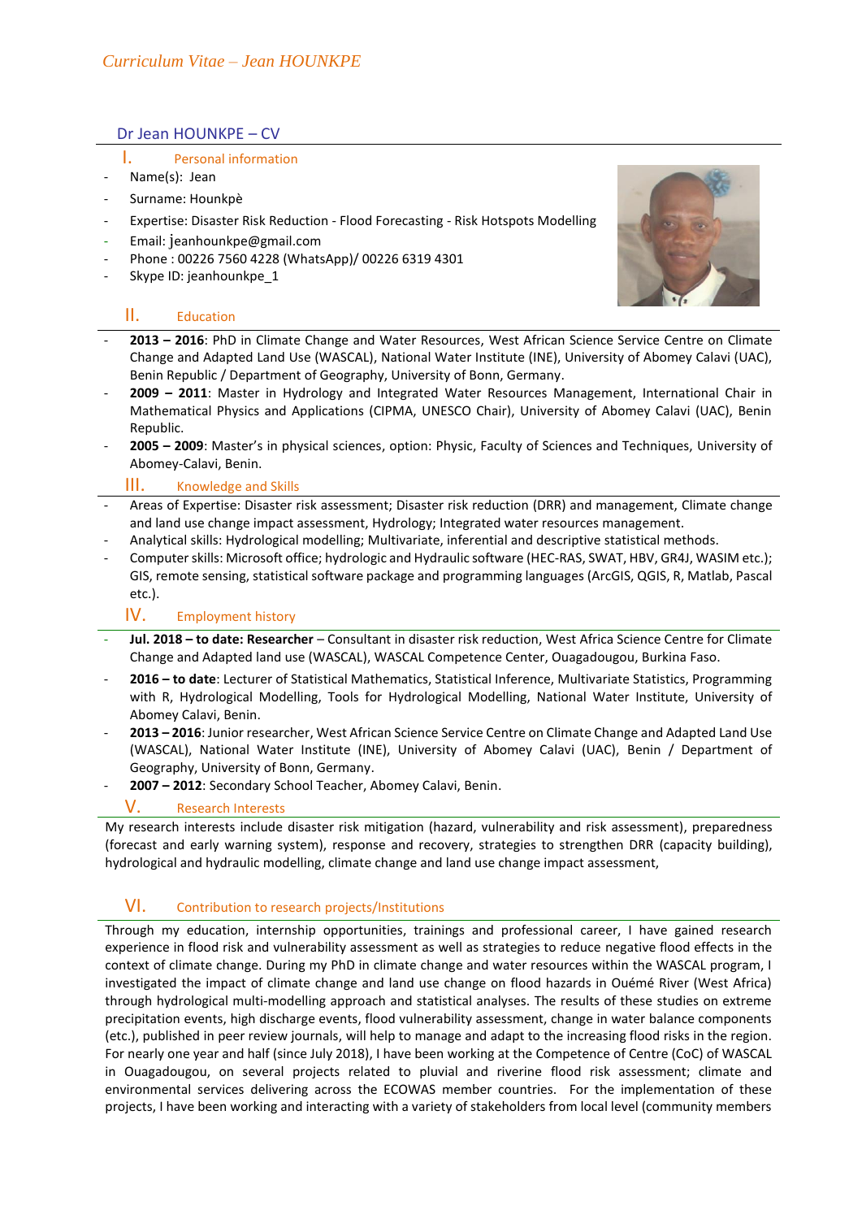*Curriculum Vitae – Jean HOUNKPE*

# Dr Jean HOUNKPE – CV

## I. Personal information

- Name(s): Jean
- Surname: Hounkpè
- Expertise: Disaster Risk Reduction - Flood Forecasting - Risk Hotspots Modelling
- Email: jeanhounkpe@gmail.com
- Phone : 00226 7560 4228 (WhatsApp)/ 00226 6319 4301
- Skype ID: jeanhounkpe_1

## II. Education

- **2013 – 2016**: PhD in Climate Change and Water Resources, West African Science Service Centre on Climate Change and Adapted Land Use (WASCAL), National Water Institute (INE), University of Abomey Calavi (UAC), Benin Republic / Department of Geography, University of Bonn, Germany.
- **2009 – 2011**: Master in Hydrology and Integrated Water Resources Management, International Chair in Mathematical Physics and Applications (CIPMA, UNESCO Chair), University of Abomey Calavi (UAC), Benin Republic.
- **2005 – 2009**: Master's in physical sciences, option: Physic, Faculty of Sciences and Techniques, University of Abomey-Calavi, Benin.

## III. Knowledge and Skills

- Areas of Expertise: Disaster risk assessment; Disaster risk reduction (DRR) and management, Climate change and land use change impact assessment, Hydrology; Integrated water resources management.
- Analytical skills: Hydrological modelling; Multivariate, inferential and descriptive statistical methods.
- Computer skills: Microsoft office; hydrologic and Hydraulic software (HEC-RAS, SWAT, HBV, GR4J, WASIM etc.); GIS, remote sensing, statistical software package and programming languages (ArcGIS, QGIS, R, Matlab, Pascal etc.).

## IV. Employment history

- **Jul. 2018 – to date: Researcher** – Consultant in disaster risk reduction, West Africa Science Centre for Climate Change and Adapted land Use (WASCAL), WASCAL Competence Center, Ouagadougou, Burkina Faso.
- **2016 – to date**: Lecturer of Statistical Mathematics, Statistical Inference, Multivariate Statistics, Programming with R, Hydrological Modelling, Tools for Hydrological Modelling, National Water Institute, University of Abomey Calavi, Benin.
- **2013 – 2016**: Junior researcher, West African Science Service Centre on Climate Change and Adapted Land Use (WASCAL), National Water Institute (INE), University of Abomey Calavi (UAC), Benin / Department of Geography, University of Bonn, Germany.
- **2007 – 2012**: Secondary School Teacher, Abomey Calavi, Benin.

## V. Research Interests

My research interests include disaster risk mitigation (hazard, vulnerability and risk assessment), preparedness (forecast and early warning system), response and recovery, strategies to strengthen DRR (capacity building), hydrological and hydraulic modelling, climate change and land use change impact assessment,

## VI. Contribution to research projects/Institutions

Through my education, internship opportunities, trainings and professional career, I have gained research experience in flood risk and vulnerability assessment as well as strategies to reduce negative flood effects in the context of climate change. During my PhD in climate change and water resources within the WASCAL program, I investigated the impact of climate change and land use change on flood hazards in Ouémé River (West Africa) through hydrological multi-modelling approach and statistical analyses. The results of these studies on extreme precipitation events, high discharge events, flood vulnerability assessment, change in water balance components (etc.), published in peer review journals, will help to manage and adapt to the increasing flood risks in the region. For nearly one year and half (since July 2018), I have been working at the Competence of Centre (CoC) of WASCAL in Ouagadougou, on several projects related to pluvial and riverine flood risk assessment; climate and environmental services delivering across the ECOWAS member countries. For the implementation of these projects, I have been working and interacting with a variety of stakeholders from local level (community members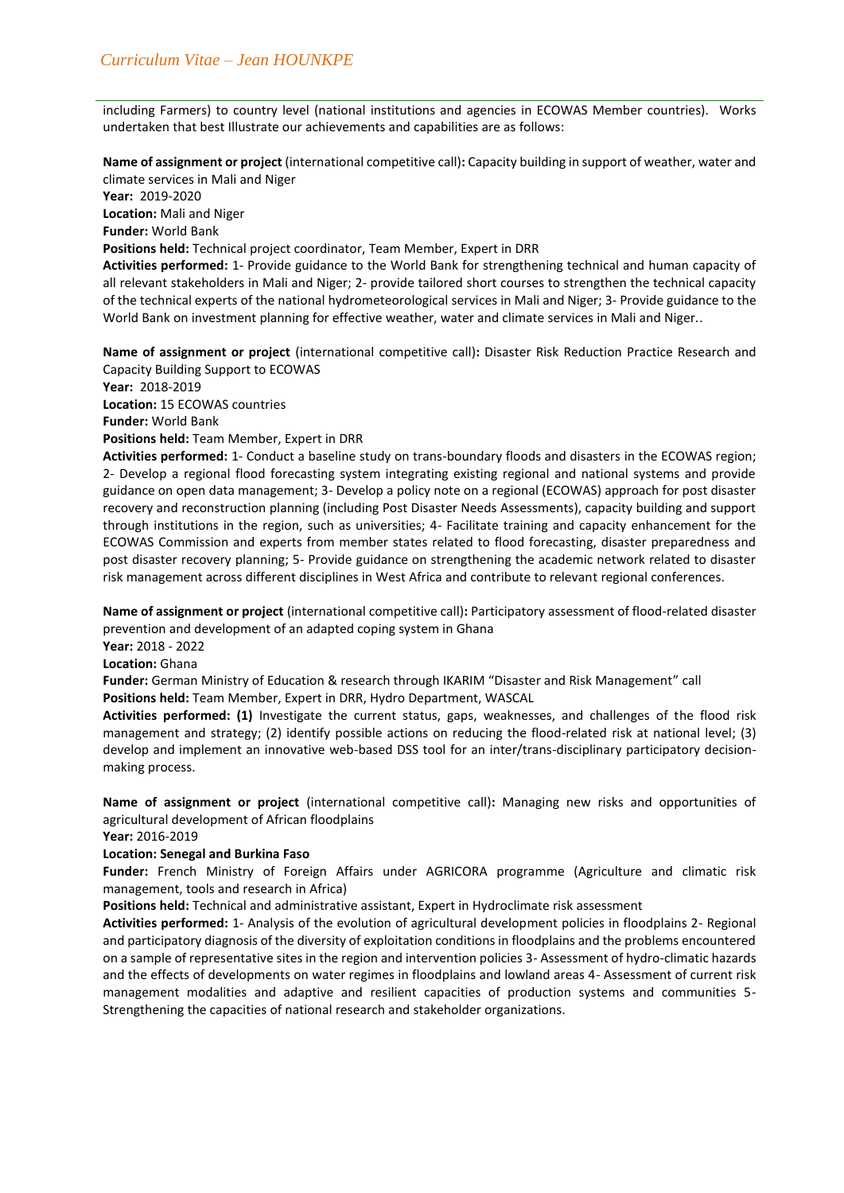including Farmers) to country level (national institutions and agencies in ECOWAS Member countries). Works undertaken that best Illustrate our achievements and capabilities are as follows:

**Name of assignment or project** (international competitive call)**:** Capacity building in support of weather, water and climate services in Mali and Niger
**Year:** 2019-2020
**Location:** Mali and Niger
**Funder:** World Bank
**Positions held:** Technical project coordinator, Team Member, Expert in DRR
**Activities performed:** 1- Provide guidance to the World Bank for strengthening technical and human capacity of all relevant stakeholders in Mali and Niger; 2- provide tailored short courses to strengthen the technical capacity of the technical experts of the national hydrometeorological services in Mali and Niger; 3- Provide guidance to the World Bank on investment planning for effective weather, water and climate services in Mali and Niger..

**Name of assignment or project** (international competitive call)**:** Disaster Risk Reduction Practice Research and Capacity Building Support to ECOWAS
**Year:** 2018-2019
**Location:** 15 ECOWAS countries
**Funder:** World Bank
**Positions held:** Team Member, Expert in DRR
**Activities performed:** 1- Conduct a baseline study on trans-boundary floods and disasters in the ECOWAS region; 2- Develop a regional flood forecasting system integrating existing regional and national systems and provide guidance on open data management; 3- Develop a policy note on a regional (ECOWAS) approach for post disaster recovery and reconstruction planning (including Post Disaster Needs Assessments), capacity building and support through institutions in the region, such as universities; 4- Facilitate training and capacity enhancement for the ECOWAS Commission and experts from member states related to flood forecasting, disaster preparedness and post disaster recovery planning; 5- Provide guidance on strengthening the academic network related to disaster risk management across different disciplines in West Africa and contribute to relevant regional conferences.

**Name of assignment or project** (international competitive call)**:** Participatory assessment of flood-related disaster prevention and development of an adapted coping system in Ghana
**Year:** 2018 - 2022
**Location:** Ghana
**Funder:** German Ministry of Education & research through IKARIM "Disaster and Risk Management" call
**Positions held:** Team Member, Expert in DRR, Hydro Department, WASCAL
**Activities performed: (1)** Investigate the current status, gaps, weaknesses, and challenges of the flood risk management and strategy; (2) identify possible actions on reducing the flood-related risk at national level; (3) develop and implement an innovative web-based DSS tool for an inter/trans-disciplinary participatory decision-making process.

**Name of assignment or project** (international competitive call)**:** Managing new risks and opportunities of agricultural development of African floodplains
**Year:** 2016-2019
**Location: Senegal and Burkina Faso**
**Funder:** French Ministry of Foreign Affairs under AGRICORA programme (Agriculture and climatic risk management, tools and research in Africa)
**Positions held:** Technical and administrative assistant, Expert in Hydroclimate risk assessment
**Activities performed:** 1- Analysis of the evolution of agricultural development policies in floodplains 2- Regional and participatory diagnosis of the diversity of exploitation conditions in floodplains and the problems encountered on a sample of representative sites in the region and intervention policies 3- Assessment of hydro-climatic hazards and the effects of developments on water regimes in floodplains and lowland areas 4- Assessment of current risk management modalities and adaptive and resilient capacities of production systems and communities 5- Strengthening the capacities of national research and stakeholder organizations.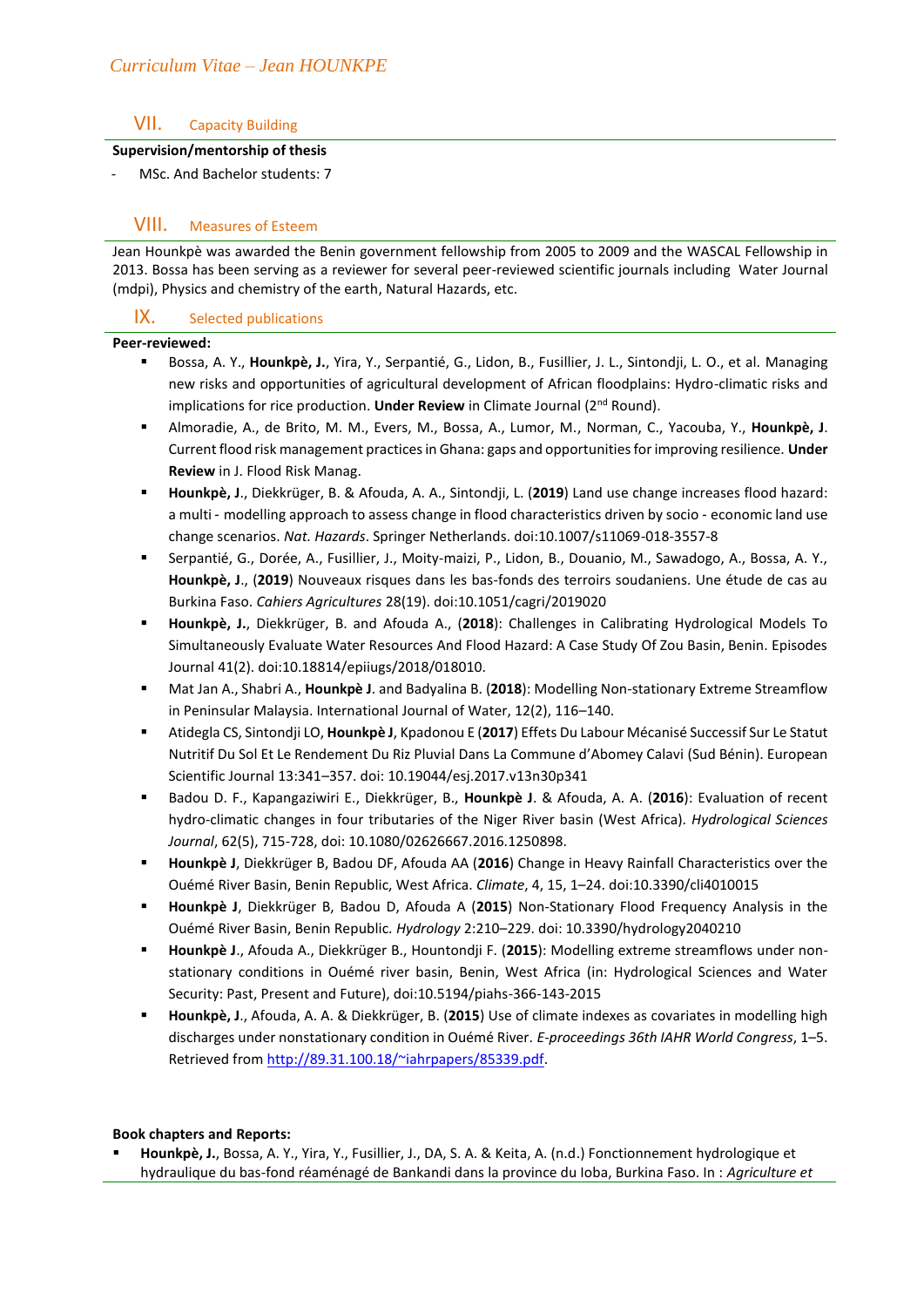## VII. Capacity Building

**Supervision/mentorship of thesis**

- MSc. And Bachelor students: 7

## VIII. Measures of Esteem

Jean Hounkpè was awarded the Benin government fellowship from 2005 to 2009 and the WASCAL Fellowship in 2013. Bossa has been serving as a reviewer for several peer-reviewed scientific journals including Water Journal (mdpi), Physics and chemistry of the earth, Natural Hazards, etc.

## IX. Selected publications

**Peer-reviewed:**

- Bossa, A. Y., **Hounkpè, J.**, Yira, Y., Serpantié, G., Lidon, B., Fusillier, J. L., Sintondji, L. O., et al. Managing new risks and opportunities of agricultural development of African floodplains: Hydro-climatic risks and implications for rice production. **Under Review** in Climate Journal (2nd Round).
- Almoradie, A., de Brito, M. M., Evers, M., Bossa, A., Lumor, M., Norman, C., Yacouba, Y., **Hounkpè, J**. Current flood risk management practices in Ghana: gaps and opportunities for improving resilience. **Under Review** in J. Flood Risk Manag.
- **Hounkpè, J**., Diekkrüger, B. & Afouda, A. A., Sintondji, L. (**2019**) Land use change increases flood hazard: a multi - modelling approach to assess change in flood characteristics driven by socio - economic land use change scenarios. *Nat. Hazards*. Springer Netherlands. doi:10.1007/s11069-018-3557-8
- Serpantié, G., Dorée, A., Fusillier, J., Moity-maizi, P., Lidon, B., Douanio, M., Sawadogo, A., Bossa, A. Y., **Hounkpè, J**., (**2019**) Nouveaux risques dans les bas-fonds des terroirs soudaniens. Une étude de cas au Burkina Faso. *Cahiers Agricultures* 28(19). doi:10.1051/cagri/2019020
- **Hounkpè, J.**, Diekkrüger, B. and Afouda A., (**2018**): Challenges in Calibrating Hydrological Models To Simultaneously Evaluate Water Resources And Flood Hazard: A Case Study Of Zou Basin, Benin. Episodes Journal 41(2). doi:10.18814/epiiugs/2018/018010.
- Mat Jan A., Shabri A., **Hounkpè J**. and Badyalina B. (**2018**): Modelling Non-stationary Extreme Streamflow in Peninsular Malaysia. International Journal of Water, 12(2), 116–140.
- Atidegla CS, Sintondji LO, **Hounkpè J**, Kpadonou E (**2017**) Effets Du Labour Mécanisé Successif Sur Le Statut Nutritif Du Sol Et Le Rendement Du Riz Pluvial Dans La Commune d'Abomey Calavi (Sud Bénin). European Scientific Journal 13:341–357. doi: 10.19044/esj.2017.v13n30p341
- Badou D. F., Kapangaziwiri E., Diekkrüger, B., **Hounkpè J**. & Afouda, A. A. (**2016**): Evaluation of recent hydro-climatic changes in four tributaries of the Niger River basin (West Africa). *Hydrological Sciences Journal*, 62(5), 715-728, doi: 10.1080/02626667.2016.1250898.
- **Hounkpè J**, Diekkrüger B, Badou DF, Afouda AA (**2016**) Change in Heavy Rainfall Characteristics over the Ouémé River Basin, Benin Republic, West Africa. *Climate*, 4, 15, 1–24. doi:10.3390/cli4010015
- **Hounkpè J**, Diekkrüger B, Badou D, Afouda A (**2015**) Non-Stationary Flood Frequency Analysis in the Ouémé River Basin, Benin Republic. *Hydrology* 2:210–229. doi: 10.3390/hydrology2040210
- **Hounkpè J**., Afouda A., Diekkrüger B., Hountondji F. (**2015**): Modelling extreme streamflows under non-stationary conditions in Ouémé river basin, Benin, West Africa (in: Hydrological Sciences and Water Security: Past, Present and Future), doi:10.5194/piahs-366-143-2015
- **Hounkpè, J**., Afouda, A. A. & Diekkrüger, B. (**2015**) Use of climate indexes as covariates in modelling high discharges under nonstationary condition in Ouémé River. *E-proceedings 36th IAHR World Congress*, 1–5. Retrieved from http://89.31.100.18/~iahrpapers/85339.pdf.

**Book chapters and Reports:**

- **Hounkpè, J.**, Bossa, A. Y., Yira, Y., Fusillier, J., DA, S. A. & Keita, A. (n.d.) Fonctionnement hydrologique et hydraulique du bas-fond réaménagé de Bankandi dans la province du Ioba, Burkina Faso. In : *Agriculture et*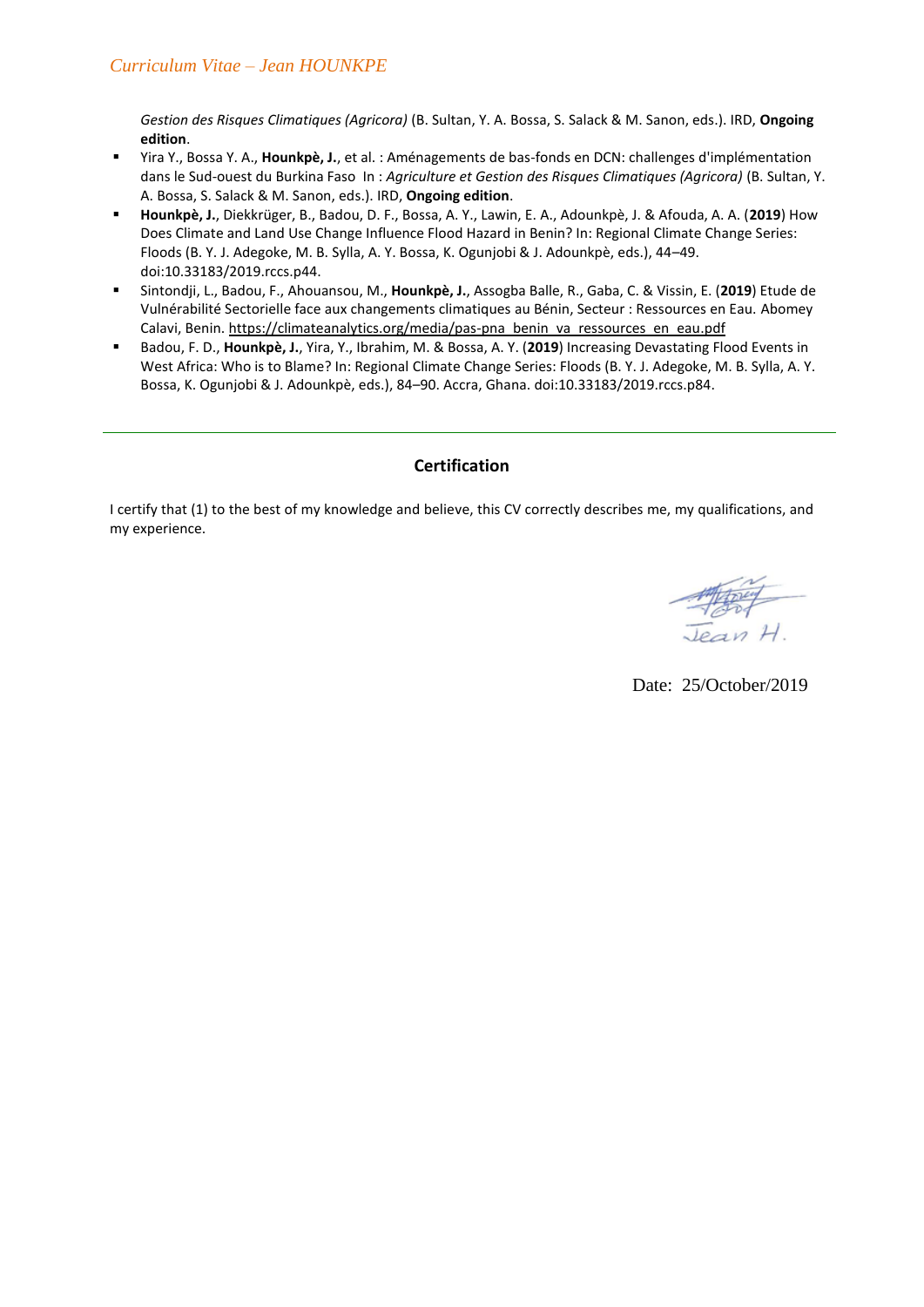*Gestion des Risques Climatiques (Agricora)* (B. Sultan, Y. A. Bossa, S. Salack & M. Sanon, eds.). IRD, **Ongoing edition**.

- Yira Y., Bossa Y. A., **Hounkpè, J.**, et al. : Aménagements de bas-fonds en DCN: challenges d'implémentation dans le Sud-ouest du Burkina Faso In : *Agriculture et Gestion des Risques Climatiques (Agricora)* (B. Sultan, Y. A. Bossa, S. Salack & M. Sanon, eds.). IRD, **Ongoing edition**.
- **Hounkpè, J.**, Diekkrüger, B., Badou, D. F., Bossa, A. Y., Lawin, E. A., Adounkpè, J. & Afouda, A. A. (**2019**) How Does Climate and Land Use Change Influence Flood Hazard in Benin? In: Regional Climate Change Series: Floods (B. Y. J. Adegoke, M. B. Sylla, A. Y. Bossa, K. Ogunjobi & J. Adounkpè, eds.), 44–49. doi:10.33183/2019.rccs.p44.
- Sintondji, L., Badou, F., Ahouansou, M., **Hounkpè, J.**, Assogba Balle, R., Gaba, C. & Vissin, E. (**2019**) Etude de Vulnérabilité Sectorielle face aux changements climatiques au Bénin, Secteur : Ressources en Eau. Abomey Calavi, Benin. https://climateanalytics.org/media/pas-pna_benin_va_ressources_en_eau.pdf
- Badou, F. D., **Hounkpè, J.**, Yira, Y., Ibrahim, M. & Bossa, A. Y. (**2019**) Increasing Devastating Flood Events in West Africa: Who is to Blame? In: Regional Climate Change Series: Floods (B. Y. J. Adegoke, M. B. Sylla, A. Y. Bossa, K. Ogunjobi & J. Adounkpè, eds.), 84–90. Accra, Ghana. doi:10.33183/2019.rccs.p84.

---

## Certification

I certify that (1) to the best of my knowledge and believe, this CV correctly describes me, my qualifications, and my experience.

Jean H.

Date: 25/October/2019